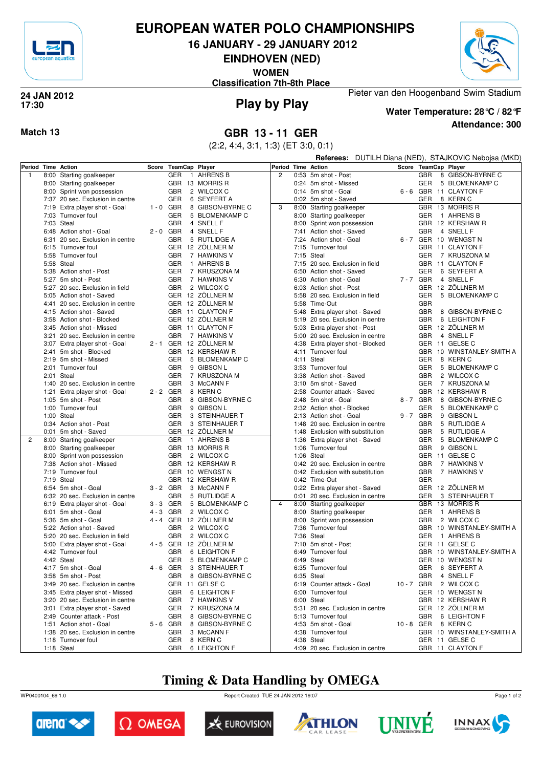# EUROPEAN WATER POLO CHAMPIONSHIPS

## 16 JANUARY - 29 JANUARY 2012

## EINDHOVEN (NED)

**WOMEN**

**Classification 7th-8th Place**

**24 JAN 2012**
**17:30**

## Play by Play

Pieter van den Hoogenband Swim Stadium

**Water Temperature: 28°C / 82°F**

**Attendance: 300**

**Match 13**

## GBR 13 - 11 GER

(2:2, 4:4, 3:1, 1:3) (ET 3:0, 0:1)

**Referees:** DUTILH Diana (NED), STAJKOVIC Nebojsa (MKD)

| Period | Time | Action | Score | TeamCap | | Player |
|---|---|---|---|---|---|---|
| 1 | 8:00 | Starting goalkeeper | | GER | 1 | AHRENS B |
| | 8:00 | Starting goalkeeper | | GBR | 13 | MORRIS R |
| | 8:00 | Sprint won possession | | GBR | 2 | WILCOX C |
| | 7:37 | 20 sec. Exclusion in centre | | GER | 6 | SEYFERT A |
| | 7:19 | Extra player shot - Goal | 1 - 0 | GBR | 8 | GIBSON-BYRNE C |
| | 7:03 | Turnover foul | | GER | 5 | BLOMENKAMP C |
| | 7:03 | Steal | | GBR | 4 | SNELL F |
| | 6:48 | Action shot - Goal | 2 - 0 | GBR | 4 | SNELL F |
| | 6:31 | 20 sec. Exclusion in centre | | GBR | 5 | RUTLIDGE A |
| | 6:15 | Turnover foul | | GER | 12 | ZÖLLNER M |
| | 5:58 | Turnover foul | | GBR | 7 | HAWKINS V |
| | 5:58 | Steal | | GER | 1 | AHRENS B |
| | 5:38 | Action shot - Post | | GER | 7 | KRUSZONA M |
| | 5:27 | 5m shot - Post | | GBR | 7 | HAWKINS V |
| | 5:27 | 20 sec. Exclusion in field | | GBR | 2 | WILCOX C |
| | 5:05 | Action shot - Saved | | GER | 12 | ZÖLLNER M |
| | 4:41 | 20 sec. Exclusion in centre | | GER | 12 | ZÖLLNER M |
| | 4:15 | Action shot - Saved | | GBR | 11 | CLAYTON F |
| | 3:58 | Action shot - Blocked | | GER | 12 | ZÖLLNER M |
| | 3:45 | Action shot - Missed | | GBR | 11 | CLAYTON F |
| | 3:21 | 20 sec. Exclusion in centre | | GBR | 7 | HAWKINS V |
| | 3:07 | Extra player shot - Goal | 2 - 1 | GER | 12 | ZÖLLNER M |
| | 2:41 | 5m shot - Blocked | | GBR | 12 | KERSHAW R |
| | 2:19 | 5m shot - Missed | | GER | 5 | BLOMENKAMP C |
| | 2:01 | Turnover foul | | GBR | 9 | GIBSON L |
| | 2:01 | Steal | | GER | 7 | KRUSZONA M |
| | 1:40 | 20 sec. Exclusion in centre | | GBR | 3 | McCANN F |
| | 1:21 | Extra player shot - Goal | 2 - 2 | GER | 8 | KERN C |
| | 1:05 | 5m shot - Post | | GBR | 8 | GIBSON-BYRNE C |
| | 1:00 | Turnover foul | | GBR | 9 | GIBSON L |
| | 1:00 | Steal | | GER | 3 | STEINHAUER T |
| | 0:34 | Action shot - Post | | GER | 3 | STEINHAUER T |
| | 0:01 | 5m shot - Saved | | GER | 12 | ZÖLLNER M |
| 2 | 8:00 | Starting goalkeeper | | GER | 1 | AHRENS B |
| | 8:00 | Starting goalkeeper | | GBR | 13 | MORRIS R |
| | 8:00 | Sprint won possession | | GBR | 2 | WILCOX C |
| | 7:38 | Action shot - Missed | | GBR | 12 | KERSHAW R |
| | 7:19 | Turnover foul | | GER | 10 | WENGST N |
| | 7:19 | Steal | | GBR | 12 | KERSHAW R |
| | 6:54 | 5m shot - Goal | 3 - 2 | GBR | 3 | McCANN F |
| | 6:32 | 20 sec. Exclusion in centre | | GBR | 5 | RUTLIDGE A |
| | 6:19 | Extra player shot - Goal | 3 - 3 | GER | 5 | BLOMENKAMP C |
| | 6:01 | 5m shot - Goal | 4 - 3 | GBR | 2 | WILCOX C |
| | 5:36 | 5m shot - Goal | 4 - 4 | GER | 12 | ZÖLLNER M |
| | 5:22 | Action shot - Saved | | GBR | 2 | WILCOX C |
| | 5:20 | 20 sec. Exclusion in field | | GBR | 2 | WILCOX C |
| | 5:00 | Extra player shot - Goal | 4 - 5 | GER | 12 | ZÖLLNER M |
| | 4:42 | Turnover foul | | GBR | 6 | LEIGHTON F |
| | 4:42 | Steal | | GER | 5 | BLOMENKAMP C |
| | 4:17 | 5m shot - Goal | 4 - 6 | GER | 3 | STEINHAUER T |
| | 3:58 | 5m shot - Post | | GBR | 8 | GIBSON-BYRNE C |
| | 3:49 | 20 sec. Exclusion in centre | | GER | 11 | GELSE C |
| | 3:45 | Extra player shot - Missed | | GBR | 6 | LEIGHTON F |
| | 3:20 | 20 sec. Exclusion in centre | | GBR | 7 | HAWKINS V |
| | 3:01 | Extra player shot - Saved | | GER | 7 | KRUSZONA M |
| | 2:49 | Counter attack - Post | | GBR | 8 | GIBSON-BYRNE C |
| | 1:51 | Action shot - Goal | 5 - 6 | GBR | 8 | GIBSON-BYRNE C |
| | 1:38 | 20 sec. Exclusion in centre | | GBR | 3 | McCANN F |
| | 1:18 | Turnover foul | | GER | 8 | KERN C |
| | 1:18 | Steal | | GBR | 6 | LEIGHTON F |
| 2 | 0:53 | 5m shot - Post | | GBR | 8 | GIBSON-BYRNE C |
| | 0:24 | 5m shot - Missed | | GER | 5 | BLOMENKAMP C |
| | 0:14 | 5m shot - Goal | 6 - 6 | GBR | 11 | CLAYTON F |
| | 0:02 | 5m shot - Saved | | GER | 8 | KERN C |
| 3 | 8:00 | Starting goalkeeper | | GBR | 13 | MORRIS R |
| | 8:00 | Starting goalkeeper | | GER | 1 | AHRENS B |
| | 8:00 | Sprint won possession | | GBR | 12 | KERSHAW R |
| | 7:41 | Action shot - Missed | | GBR | 4 | SNELL F |
| | 7:24 | Action shot - Goal | 6 - 7 | GER | 10 | WENGST N |
| | 7:15 | Turnover foul | | GBR | 11 | CLAYTON F |
| | 7:15 | Steal | | GER | 7 | KRUSZONA M |
| | 7:15 | 20 sec. Exclusion in field | | GBR | 11 | CLAYTON F |
| | 6:50 | Action shot - Saved | | GER | 6 | SEYFERT A |
| | 6:30 | Action shot - Goal | 7 - 7 | GBR | 4 | SNELL F |
| | 6:03 | Action shot - Post | | GER | 12 | ZÖLLNER M |
| | 5:58 | 20 sec. Exclusion in field | | GER | 5 | BLOMENKAMP C |
| | 5:58 | Time-Out | | GBR | | |
| | 5:48 | Extra player shot - Saved | | GBR | 8 | GIBSON-BYRNE C |
| | 5:19 | 20 sec. Exclusion in centre | | GBR | 6 | LEIGHTON F |
| | 5:03 | Extra player shot - Post | | GER | 12 | ZÖLLNER M |
| | 5:00 | 20 sec. Exclusion in centre | | GBR | 4 | SNELL F |
| | 4:38 | Extra player shot - Blocked | | GER | 11 | GELSE C |
| | 4:11 | Turnover foul | | GBR | 10 | WINSTANLEY-SMITH A |
| | 4:11 | Steal | | GER | 8 | KERN C |
| | 3:53 | Turnover foul | | GER | 5 | BLOMENKAMP C |
| | 3:38 | Action shot - Saved | | GBR | 2 | WILCOX C |
| | 3:10 | 5m shot - Saved | | GER | 7 | KRUSZONA M |
| | 2:58 | Counter attack - Saved | | GBR | 12 | KERSHAW R |
| | 2:48 | 5m shot - Goal | 8 - 7 | GBR | 8 | GIBSON-BYRNE C |
| | 2:32 | Action shot - Blocked | | GER | 5 | BLOMENKAMP C |
| | 2:13 | Action shot - Goal | 9 - 7 | GBR | 9 | GIBSON L |
| | 1:48 | 20 sec. Exclusion in centre | | GBR | 5 | RUTLIDGE A |
| | 1:48 | Exclusion with substitution | | GBR | 5 | RUTLIDGE A |
| | 1:36 | Extra player shot - Saved | | GER | 5 | BLOMENKAMP C |
| | 1:06 | Turnover foul | | GBR | 9 | GIBSON L |
| | 1:06 | Steal | | GER | 11 | GELSE C |
| | 0:42 | 20 sec. Exclusion in centre | | GBR | 7 | HAWKINS V |
| | 0:42 | Exclusion with substitution | | GBR | 7 | HAWKINS V |
| | 0:42 | Time-Out | | GER | | |
| | 0:22 | Extra player shot - Saved | | GER | 12 | ZÖLLNER M |
| | 0:01 | 20 sec. Exclusion in centre | | GER | 3 | STEINHAUER T |
| 4 | 8:00 | Starting goalkeeper | | GBR | 13 | MORRIS R |
| | 8:00 | Starting goalkeeper | | GER | 1 | AHRENS B |
| | 8:00 | Sprint won possession | | GBR | 2 | WILCOX C |
| | 7:36 | Turnover foul | | GBR | 10 | WINSTANLEY-SMITH A |
| | 7:36 | Steal | | GER | 1 | AHRENS B |
| | 7:10 | 5m shot - Post | | GER | 11 | GELSE C |
| | 6:49 | Turnover foul | | GBR | 10 | WINSTANLEY-SMITH A |
| | 6:49 | Steal | | GER | 10 | WENGST N |
| | 6:35 | Turnover foul | | GER | 6 | SEYFERT A |
| | 6:35 | Steal | | GBR | 4 | SNELL F |
| | 6:19 | Counter attack - Goal | 10 - 7 | GBR | 2 | WILCOX C |
| | 6:00 | Turnover foul | | GER | 10 | WENGST N |
| | 6:00 | Steal | | GBR | 12 | KERSHAW R |
| | 5:31 | 20 sec. Exclusion in centre | | GER | 12 | ZÖLLNER M |
| | 5:13 | Turnover foul | | GBR | 6 | LEIGHTON F |
| | 4:53 | 5m shot - Goal | 10 - 8 | GER | 8 | KERN C |
| | 4:38 | Turnover foul | | GBR | 10 | WINSTANLEY-SMITH A |
| | 4:38 | Steal | | GER | 11 | GELSE C |
| | 4:09 | 20 sec. Exclusion in centre | | GBR | 11 | CLAYTON F |

## Timing & Data Handling by OMEGA

WP0400104_69 1.0 Report Created TUE 24 JAN 2012 19:07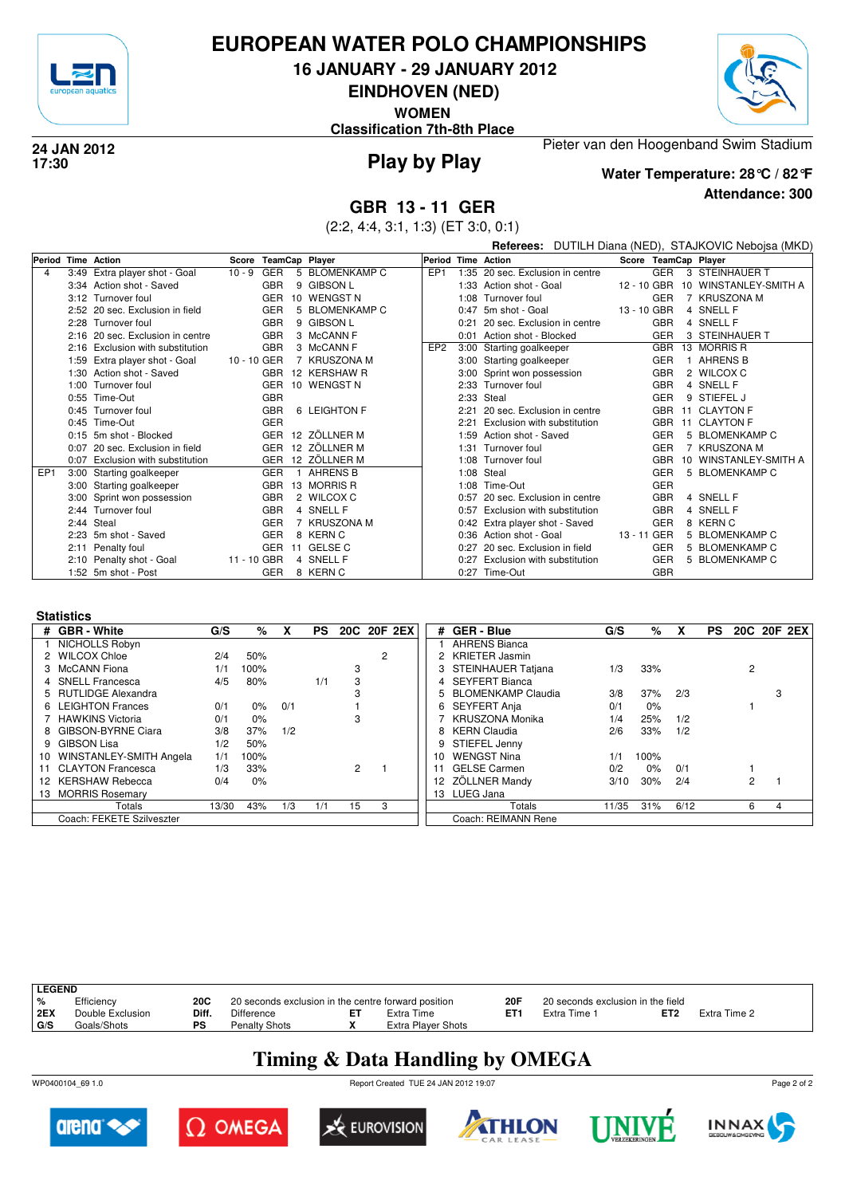# EUROPEAN WATER POLO CHAMPIONSHIPS

**16 JANUARY - 29 JANUARY 2012**

**EINDHOVEN (NED)**

**WOMEN**

**Classification 7th-8th Place**

**24 JAN 2012**
**17:30**

## Play by Play

Pieter van den Hoogenband Swim Stadium

**Water Temperature: 28°C / 82°F**

**Attendance: 300**

## GBR 13 - 11 GER

(2:2, 4:4, 3:1, 1:3) (ET 3:0, 0:1)

**Referees:** DUTILH Diana (NED), STAJKOVIC Nebojsa (MKD)

| Period | Time | Action | Score | TeamCap | Player |
|---|---|---|---|---|---|
| 4 | 3:49 | Extra player shot - Goal | 10 - 9 | GER 5 | BLOMENKAMP C |
| | 3:34 | Action shot - Saved | | GBR 9 | GIBSON L |
| | 3:12 | Turnover foul | | GER 10 | WENGST N |
| | 2:52 | 20 sec. Exclusion in field | | GER 5 | BLOMENKAMP C |
| | 2:28 | Turnover foul | | GBR 9 | GIBSON L |
| | 2:16 | 20 sec. Exclusion in centre | | GBR 3 | McCANN F |
| | 2:16 | Exclusion with substitution | | GBR 3 | McCANN F |
| | 1:59 | Extra player shot - Goal | 10 - 10 | GER 7 | KRUSZONA M |
| | 1:30 | Action shot - Saved | | GBR 12 | KERSHAW R |
| | 1:00 | Turnover foul | | GER 10 | WENGST N |
| | 0:55 | Time-Out | | GBR | |
| | 0:45 | Turnover foul | | GBR 6 | LEIGHTON F |
| | 0:45 | Time-Out | | GER | |
| | 0:15 | 5m shot - Blocked | | GER 12 | ZÖLLNER M |
| | 0:07 | 20 sec. Exclusion in field | | GER 12 | ZÖLLNER M |
| | 0:07 | Exclusion with substitution | | GER 12 | ZÖLLNER M |
| EP1 | 3:00 | Starting goalkeeper | | GER 1 | AHRENS B |
| | 3:00 | Starting goalkeeper | | GBR 13 | MORRIS R |
| | 3:00 | Sprint won possession | | GBR 2 | WILCOX C |
| | 2:44 | Turnover foul | | GBR 4 | SNELL F |
| | 2:44 | Steal | | GER 7 | KRUSZONA M |
| | 2:23 | 5m shot - Saved | | GER 8 | KERN C |
| | 2:11 | Penalty foul | | GER 11 | GELSE C |
| | 2:10 | Penalty shot - Goal | 11 - 10 | GBR 4 | SNELL F |
| | 1:52 | 5m shot - Post | | GER 8 | KERN C |
| EP1 | 1:35 | 20 sec. Exclusion in centre | | GER 3 | STEINHAUER T |
| | 1:33 | Action shot - Goal | 12 - 10 | GBR 10 | WINSTANLEY-SMITH A |
| | 1:08 | Turnover foul | | GER 7 | KRUSZONA M |
| | 0:47 | 5m shot - Goal | 13 - 10 | GBR 4 | SNELL F |
| | 0:21 | 20 sec. Exclusion in centre | | GBR 4 | SNELL F |
| | 0:01 | Action shot - Blocked | | GER 3 | STEINHAUER T |
| EP2 | 3:00 | Starting goalkeeper | | GBR 13 | MORRIS R |
| | 3:00 | Starting goalkeeper | | GER 1 | AHRENS B |
| | 3:00 | Sprint won possession | | GBR 2 | WILCOX C |
| | 2:33 | Turnover foul | | GBR 4 | SNELL F |
| | 2:33 | Steal | | GER 9 | STIEFEL J |
| | 2:21 | 20 sec. Exclusion in centre | | GBR 11 | CLAYTON F |
| | 2:21 | Exclusion with substitution | | GBR 11 | CLAYTON F |
| | 1:59 | Action shot - Saved | | GER 5 | BLOMENKAMP C |
| | 1:31 | Turnover foul | | GER 7 | KRUSZONA M |
| | 1:08 | Turnover foul | | GBR 10 | WINSTANLEY-SMITH A |
| | 1:08 | Steal | | GER 5 | BLOMENKAMP C |
| | 1:08 | Time-Out | | GER | |
| | 0:57 | 20 sec. Exclusion in centre | | GBR 4 | SNELL F |
| | 0:57 | Exclusion with substitution | | GBR 4 | SNELL F |
| | 0:42 | Extra player shot - Saved | | GER 8 | KERN C |
| | 0:36 | Action shot - Goal | 13 - 11 | GER 5 | BLOMENKAMP C |
| | 0:27 | 20 sec. Exclusion in field | | GER 5 | BLOMENKAMP C |
| | 0:27 | Exclusion with substitution | | GER 5 | BLOMENKAMP C |
| | 0:27 | Time-Out | | GBR | |

### Statistics

| # | GBR - White | G/S | % | X | PS | 20C | 20F | 2EX |
|---|---|---|---|---|---|---|---|---|
| 1 | NICHOLLS Robyn | | | | | | | |
| 2 | WILCOX Chloe | 2/4 | 50% | | | | 2 | |
| 3 | McCANN Fiona | 1/1 | 100% | | | 3 | | |
| 4 | SNELL Francesca | 4/5 | 80% | | 1/1 | 3 | | |
| 5 | RUTLIDGE Alexandra | | | | | 3 | | |
| 6 | LEIGHTON Frances | 0/1 | 0% | 0/1 | | 1 | | |
| 7 | HAWKINS Victoria | 0/1 | 0% | | | 3 | | |
| 8 | GIBSON-BYRNE Ciara | 3/8 | 37% | 1/2 | | | | |
| 9 | GIBSON Lisa | 1/2 | 50% | | | | | |
| 10 | WINSTANLEY-SMITH Angela | 1/1 | 100% | | | | | |
| 11 | CLAYTON Francesca | 1/3 | 33% | | | 2 | 1 | |
| 12 | KERSHAW Rebecca | 0/4 | 0% | | | | | |
| 13 | MORRIS Rosemary | | | | | | | |
| | Totals | 13/30 | 43% | 1/3 | 1/1 | 15 | 3 | |
| | Coach: FEKETE Szilveszter | | | | | | | |

| # | GER - Blue | G/S | % | X | PS | 20C | 20F | 2EX |
|---|---|---|---|---|---|---|---|---|
| 1 | AHRENS Bianca | | | | | | | |
| 2 | KRIETER Jasmin | | | | | | | |
| 3 | STEINHAUER Tatjana | 1/3 | 33% | | | 2 | | |
| 4 | SEYFERT Bianca | | | | | | | |
| 5 | BLOMENKAMP Claudia | 3/8 | 37% | 2/3 | | | 3 | |
| 6 | SEYFERT Anja | 0/1 | 0% | | | 1 | | |
| 7 | KRUSZONA Monika | 1/4 | 25% | 1/2 | | | | |
| 8 | KERN Claudia | 2/6 | 33% | 1/2 | | | | |
| 9 | STIEFEL Jenny | | | | | | | |
| 10 | WENGST Nina | 1/1 | 100% | | | | | |
| 11 | GELSE Carmen | 0/2 | 0% | 0/1 | | 1 | | |
| 12 | ZÖLLNER Mandy | 3/10 | 30% | 2/4 | | 2 | 1 | |
| 13 | LUEG Jana | | | | | | | |
| | Totals | 11/35 | 31% | 6/12 | | 6 | 4 | |
| | Coach: REIMANN Rene | | | | | | | |

**LEGEND**

| | | | | | | | |
|---|---|---|---|---|---|---|---|
| % | Efficiency | 20C | 20 seconds exclusion in the centre forward position | | | 20F | 20 seconds exclusion in the field |
| 2EX | Double Exclusion | Diff. | Difference | ET | Extra Time | ET1 | Extra Time 1 |
| G/S | Goals/Shots | PS | Penalty Shots | X | Extra Player Shots | ET2 | Extra Time 2 |

## Timing & Data Handling by OMEGA

WP0400104_69 1.0 Report Created TUE 24 JAN 2012 19:07